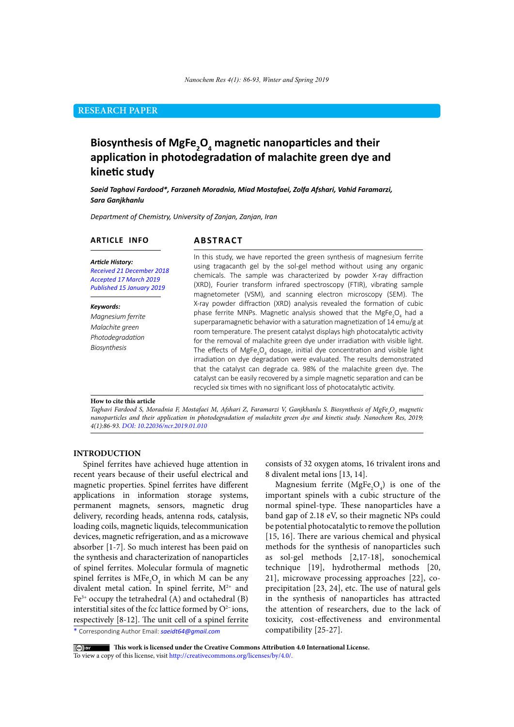RESEARCH PAPER

# Biosynthesis of $MgFe_2O_4$ magnetic nanoparticles and their application in photodegradation of malachite green dye and kinetic study

***Saeid Taghavi Fardood*, Farzaneh Moradnia, Miad Mostafaei, Zolfa Afshari, Vahid Faramarzi, Sara Ganjkhanlu***

*Department of Chemistry, University of Zanjan, Zanjan, Iran*

## ARTICLE INFO

***Article History:***
*Received 21 December 2018*
*Accepted 17 March 2019*
*Published 15 January 2019*

***Keywords:***
*Magnesium ferrite*
*Malachite green*
*Photodegradation*
*Biosynthesis*

## ABSTRACT

In this study, we have reported the green synthesis of magnesium ferrite using tragacanth gel by the sol-gel method without using any organic chemicals. The sample was characterized by powder X-ray diffraction (XRD), Fourier transform infrared spectroscopy (FTIR), vibrating sample magnetometer (VSM), and scanning electron microscopy (SEM). The X-ray powder diffraction (XRD) analysis revealed the formation of cubic phase ferrite MNPs. Magnetic analysis showed that the $MgFe_2O_4$ had a superparamagnetic behavior with a saturation magnetization of 14 emu/g at room temperature. The present catalyst displays high photocatalytic activity for the removal of malachite green dye under irradiation with visible light. The effects of $MgFe_2O_4$ dosage, initial dye concentration and visible light irradiation on dye degradation were evaluated. The results demonstrated that the catalyst can degrade ca. 98% of the malachite green dye. The catalyst can be easily recovered by a simple magnetic separation and can be recycled six times with no significant loss of photocatalytic activity.

**How to cite this article**
*Taghavi Fardood S, Moradnia F, Mostafaei M, Afshari Z, Faramarzi V, Ganjkhanlu S. Biosynthesis of $MgFe_2O_4$ magnetic nanoparticles and their application in photodegradation of malachite green dye and kinetic study. Nanochem Res, 2019; 4(1):86-93. DOI: 10.22036/ncr.2019.01.010*

## INTRODUCTION

Spinel ferrites have achieved huge attention in recent years because of their useful electrical and magnetic properties. Spinel ferrites have different applications in information storage systems, permanent magnets, sensors, magnetic drug delivery, recording heads, antenna rods, catalysis, loading coils, magnetic liquids, telecommunication devices, magnetic refrigeration, and as a microwave absorber [1-7]. So much interest has been paid on the synthesis and characterization of nanoparticles of spinel ferrites. Molecular formula of magnetic spinel ferrites is $MFe_2O_4$ in which M can be any divalent metal cation. In spinel ferrite, $M^{2+}$ and $Fe^{3+}$ occupy the tetrahedral (A) and octahedral (B) interstitial sites of the fcc lattice formed by $O^{2-}$ ions, respectively [8-12]. The unit cell of a spinel ferrite consists of 32 oxygen atoms, 16 trivalent irons and 8 divalent metal ions [13, 14].

Magnesium ferrite ($MgFe_2O_4$) is one of the important spinels with a cubic structure of the normal spinel-type. These nanoparticles have a band gap of 2.18 eV, so their magnetic NPs could be potential photocatalytic to remove the pollution [15, 16]. There are various chemical and physical methods for the synthesis of nanoparticles such as sol-gel methods [2,17-18], sonochemical technique [19], hydrothermal methods [20, 21], microwave processing approaches [22], co-precipitation [23, 24], etc. The use of natural gels in the synthesis of nanoparticles has attracted the attention of researchers, due to the lack of toxicity, cost-effectiveness and environmental compatibility [25-27].

\* Corresponding Author Email: *saeidt64@gmail.com*

**This work is licensed under the Creative Commons Attribution 4.0 International License.**
To view a copy of this license, visit http://creativecommons.org/licenses/by/4.0/.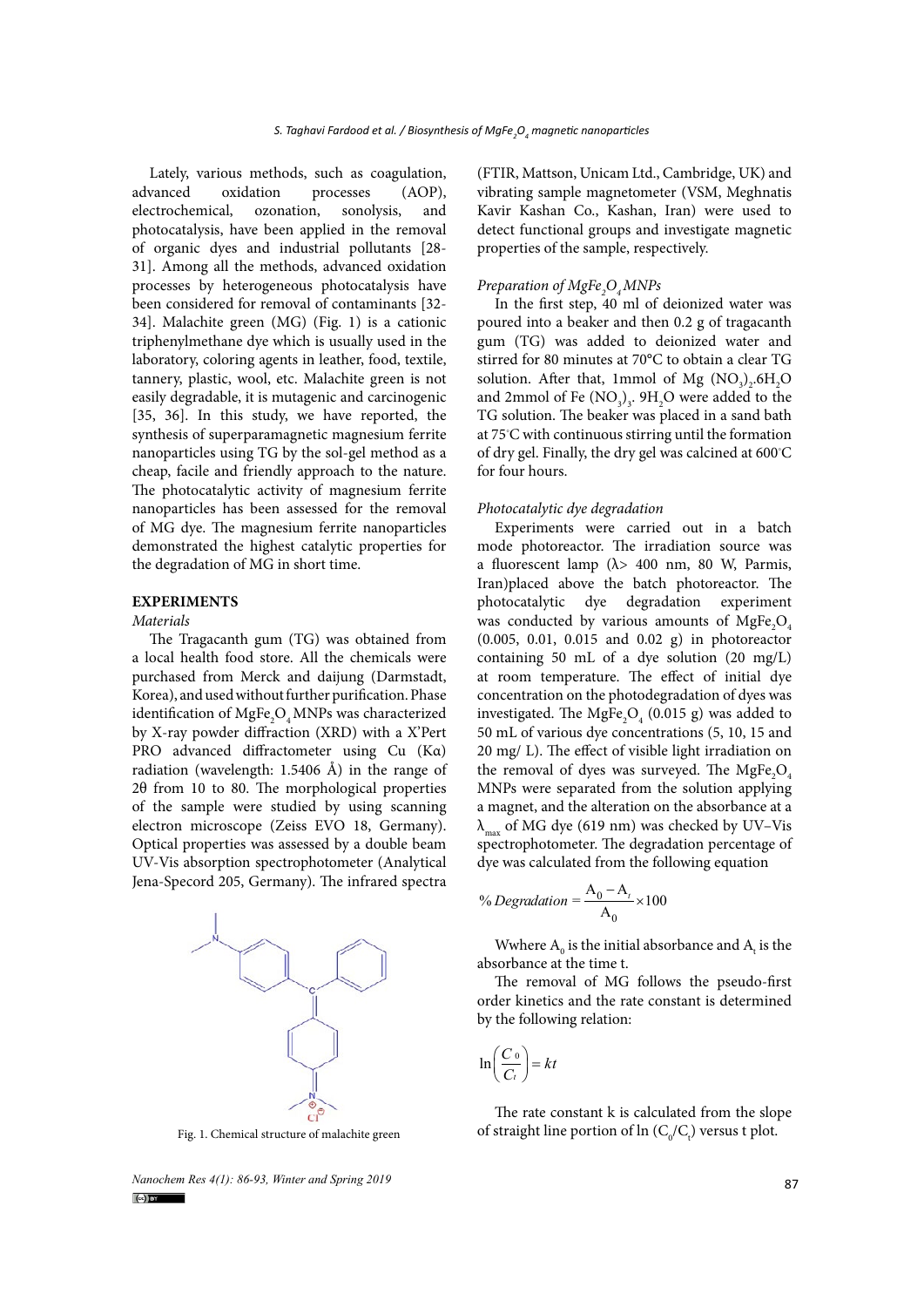Lately, various methods, such as coagulation, advanced oxidation processes (AOP), electrochemical, ozonation, sonolysis, and photocatalysis, have been applied in the removal of organic dyes and industrial pollutants [28-31]. Among all the methods, advanced oxidation processes by heterogeneous photocatalysis have been considered for removal of contaminants [32-34]. Malachite green (MG) (Fig. 1) is a cationic triphenylmethane dye which is usually used in the laboratory, coloring agents in leather, food, textile, tannery, plastic, wool, etc. Malachite green is not easily degradable, it is mutagenic and carcinogenic [35, 36]. In this study, we have reported, the synthesis of superparamagnetic magnesium ferrite nanoparticles using TG by the sol-gel method as a cheap, facile and friendly approach to the nature. The photocatalytic activity of magnesium ferrite nanoparticles has been assessed for the removal of MG dye. The magnesium ferrite nanoparticles demonstrated the highest catalytic properties for the degradation of MG in short time.

## EXPERIMENTS

### *Materials*

The Tragacanth gum (TG) was obtained from a local health food store. All the chemicals were purchased from Merck and daijung (Darmstadt, Korea), and used without further purification. Phase identification of $MgFe_2O_4$ MNPs was characterized by X-ray powder diffraction (XRD) with a X'Pert PRO advanced diffractometer using Cu (Kα) radiation (wavelength: 1.5406 Å) in the range of 2θ from 10 to 80. The morphological properties of the sample were studied by using scanning electron microscope (Zeiss EVO 18, Germany). Optical properties was assessed by a double beam UV-Vis absorption spectrophotometer (Analytical Jena-Specord 205, Germany). The infrared spectra (FTIR, Mattson, Unicam Ltd., Cambridge, UK) and vibrating sample magnetometer (VSM, Meghnatis Kavir Kashan Co., Kashan, Iran) were used to detect functional groups and investigate magnetic properties of the sample, respectively.

Fig. 1. Chemical structure of malachite green

### *Preparation of $MgFe_2O_4$ MNPs*

In the first step, 40 ml of deionized water was poured into a beaker and then 0.2 g of tragacanth gum (TG) was added to deionized water and stirred for 80 minutes at 70°C to obtain a clear TG solution. After that, 1mmol of Mg $(NO_3)_2.6H_2O$ and 2mmol of Fe $(NO_3)_3$. $9H_2O$ were added to the TG solution. The beaker was placed in a sand bath at 75°C with continuous stirring until the formation of dry gel. Finally, the dry gel was calcined at 600°C for four hours.

### *Photocatalytic dye degradation*

Experiments were carried out in a batch mode photoreactor. The irradiation source was a fluorescent lamp (λ> 400 nm, 80 W, Parmis, Iran)placed above the batch photoreactor. The photocatalytic dye degradation experiment was conducted by various amounts of $MgFe_2O_4$ (0.005, 0.01, 0.015 and 0.02 g) in photoreactor containing 50 mL of a dye solution (20 mg/L) at room temperature. The effect of initial dye concentration on the photodegradation of dyes was investigated. The $MgFe_2O_4$ (0.015 g) was added to 50 mL of various dye concentrations (5, 10, 15 and 20 mg/ L). The effect of visible light irradiation on the removal of dyes was surveyed. The $MgFe_2O_4$ MNPs were separated from the solution applying a magnet, and the alteration on the absorbance at a $\lambda_{max}$ of MG dye (619 nm) was checked by UV–Vis spectrophotometer. The degradation percentage of dye was calculated from the following equation

$$\%\,Degradation = \frac{A_0 - A_t}{A_0} \times 100$$

Wwhere $A_0$ is the initial absorbance and $A_t$ is the absorbance at the time t.

The removal of MG follows the pseudo-first order kinetics and the rate constant is determined by the following relation:

$$\ln\left(\frac{C_0}{C_t}\right) = kt$$

The rate constant k is calculated from the slope of straight line portion of ln $(C_0/C_t)$ versus t plot.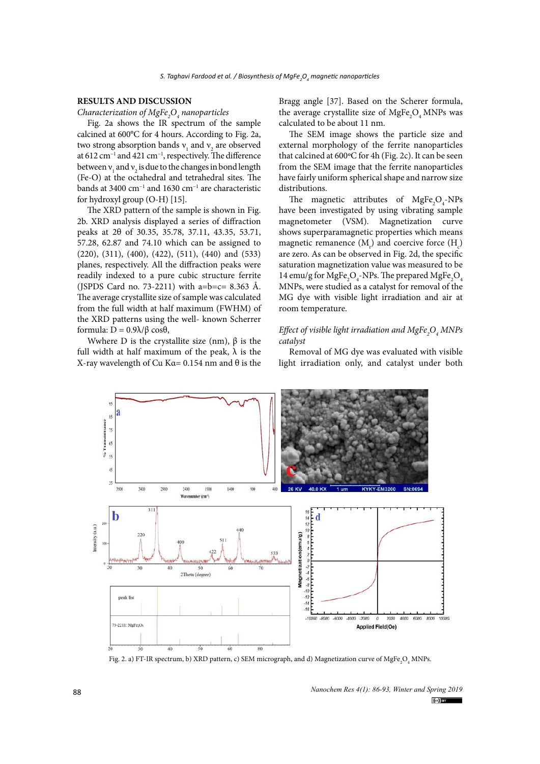## RESULTS AND DISCUSSION

### *Characterization of $MgFe_2O_4$ nanoparticles*

Fig. 2a shows the IR spectrum of the sample calcined at 600°C for 4 hours. According to Fig. 2a, two strong absorption bands $\nu_1$ and $\nu_2$ are observed at 612 $cm^{-1}$ and 421 $cm^{-1}$, respectively. The difference between $\nu_1$ and $\nu_2$ is due to the changes in bond length (Fe-O) at the octahedral and tetrahedral sites. The bands at 3400 $cm^{-1}$ and 1630 $cm^{-1}$ are characteristic for hydroxyl group (O-H) [15].

The XRD pattern of the sample is shown in Fig. 2b. XRD analysis displayed a series of diffraction peaks at 2θ of 30.35, 35.78, 37.11, 43.35, 53.71, 57.28, 62.87 and 74.10 which can be assigned to (220), (311), (400), (422), (511), (440) and (533) planes, respectively. All the diffraction peaks were readily indexed to a pure cubic structure ferrite (JSPDS Card no. 73-2211) with a=b=c= 8.363 Å. The average crystallite size of sample was calculated from the full width at half maximum (FWHM) of the XRD patterns using the well- known Scherrer formula: $D = 0.9\lambda/\beta \cos\theta$,

Wwhere D is the crystallite size (nm), β is the full width at half maximum of the peak, λ is the X-ray wavelength of Cu Kα= 0.154 nm and θ is the Bragg angle [37]. Based on the Scherer formula, the average crystallite size of $MgFe_2O_4$ MNPs was calculated to be about 11 nm.

The SEM image shows the particle size and external morphology of the ferrite nanoparticles that calcined at 600ºC for 4h (Fig. 2c). It can be seen from the SEM image that the ferrite nanoparticles have fairly uniform spherical shape and narrow size distributions.

The magnetic attributes of $MgFe_2O_4$-NPs have been investigated by using vibrating sample magnetometer (VSM). Magnetization curve shows superparamagnetic properties which means magnetic remanence ($M_r$) and coercive force ($H_c$) are zero. As can be observed in Fig. 2d, the specific saturation magnetization value was measured to be 14 emu/g for $MgFe_2O_4$-NPs. The prepared $MgFe_2O_4$ MNPs, were studied as a catalyst for removal of the MG dye with visible light irradiation and air at room temperature.

### *Effect of visible light irradiation and $MgFe_2O_4$ MNPs catalyst*

Removal of MG dye was evaluated with visible light irradiation only, and catalyst under both

Fig. 2. a) FT-IR spectrum, b) XRD pattern, c) SEM micrograph, and d) Magnetization curve of $MgFe_2O_4$ MNPs.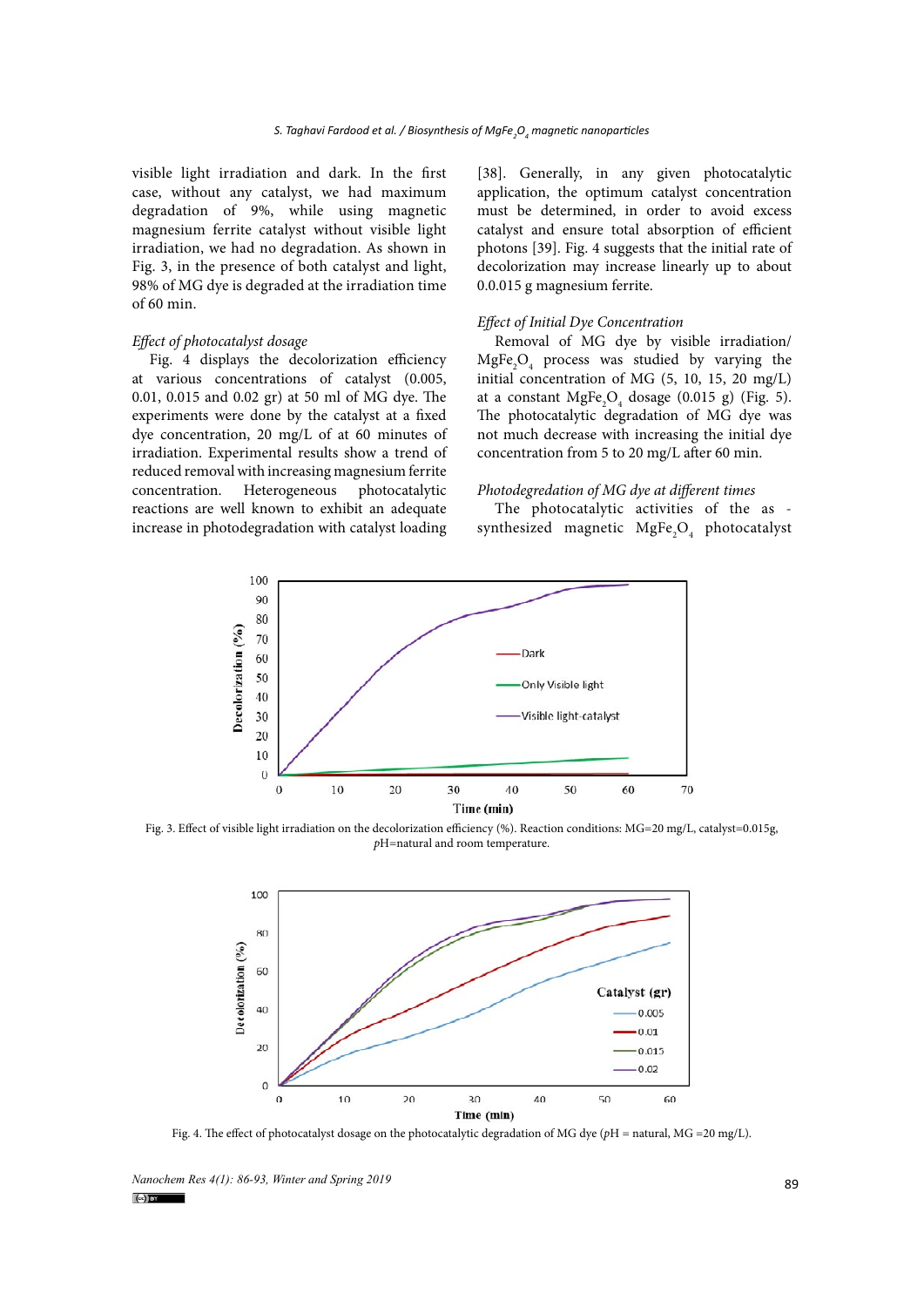visible light irradiation and dark. In the first case, without any catalyst, we had maximum degradation of 9%, while using magnetic magnesium ferrite catalyst without visible light irradiation, we had no degradation. As shown in Fig. 3, in the presence of both catalyst and light, 98% of MG dye is degraded at the irradiation time of 60 min.

*Effect of photocatalyst dosage*

Fig. 4 displays the decolorization efficiency at various concentrations of catalyst (0.005, 0.01, 0.015 and 0.02 gr) at 50 ml of MG dye. The experiments were done by the catalyst at a fixed dye concentration, 20 mg/L of at 60 minutes of irradiation. Experimental results show a trend of reduced removal with increasing magnesium ferrite concentration. Heterogeneous photocatalytic reactions are well known to exhibit an adequate increase in photodegradation with catalyst loading [38]. Generally, in any given photocatalytic application, the optimum catalyst concentration must be determined, in order to avoid excess catalyst and ensure total absorption of efficient photons [39]. Fig. 4 suggests that the initial rate of decolorization may increase linearly up to about 0.0.015 g magnesium ferrite.

*Effect of Initial Dye Concentration*

Removal of MG dye by visible irradiation/ $MgFe_2O_4$ process was studied by varying the initial concentration of MG (5, 10, 15, 20 mg/L) at a constant $MgFe_2O_4$ dosage (0.015 g) (Fig. 5). The photocatalytic degradation of MG dye was not much decrease with increasing the initial dye concentration from 5 to 20 mg/L after 60 min.

*Photodegredation of MG dye at different times*

The photocatalytic activities of the as - synthesized magnetic $MgFe_2O_4$ photocatalyst

Fig. 3. Effect of visible light irradiation on the decolorization efficiency (%). Reaction conditions: MG=20 mg/L, catalyst=0.015g, *p*H=natural and room temperature.

Fig. 4. The effect of photocatalyst dosage on the photocatalytic degradation of MG dye (*p*H = natural, MG =20 mg/L).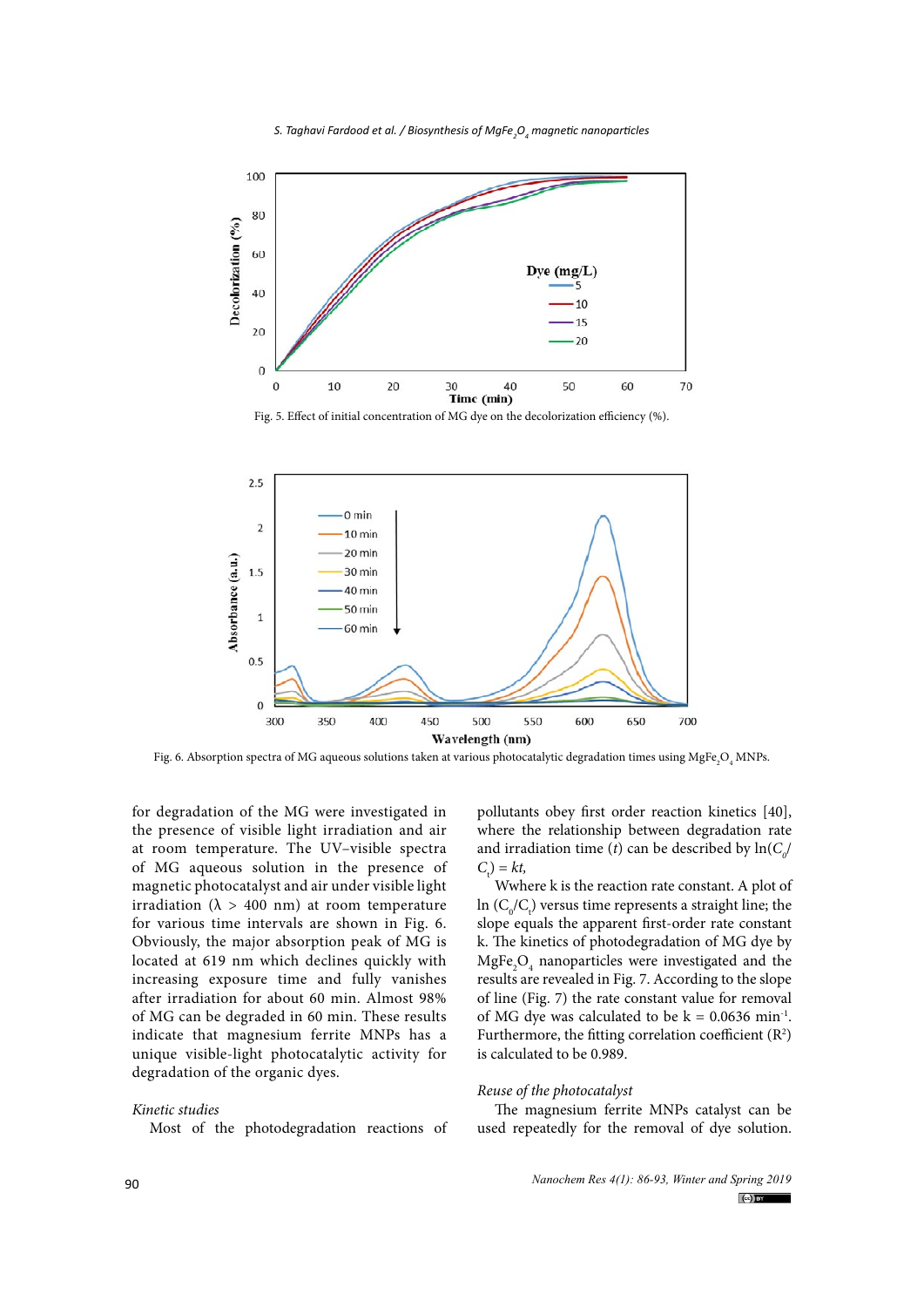Fig. 5. Effect of initial concentration of MG dye on the decolorization efficiency (%).

Fig. 6. Absorption spectra of MG aqueous solutions taken at various photocatalytic degradation times using $MgFe_2O_4$ MNPs.

for degradation of the MG were investigated in the presence of visible light irradiation and air at room temperature. The UV–visible spectra of MG aqueous solution in the presence of magnetic photocatalyst and air under visible light irradiation ($\lambda$ > 400 nm) at room temperature for various time intervals are shown in Fig. 6. Obviously, the major absorption peak of MG is located at 619 nm which declines quickly with increasing exposure time and fully vanishes after irradiation for about 60 min. Almost 98% of MG can be degraded in 60 min. These results indicate that magnesium ferrite MNPs has a unique visible-light photocatalytic activity for degradation of the organic dyes.

*Kinetic studies*

Most of the photodegradation reactions of pollutants obey first order reaction kinetics [40], where the relationship between degradation rate and irradiation time (*t*) can be described by $\ln(C_0/C_t) = kt$,

Wwhere k is the reaction rate constant. A plot of $\ln (C_0/C_t)$ versus time represents a straight line; the slope equals the apparent first-order rate constant k. The kinetics of photodegradation of MG dye by $MgFe_2O_4$ nanoparticles were investigated and the results are revealed in Fig. 7. According to the slope of line (Fig. 7) the rate constant value for removal of MG dye was calculated to be k = 0.0636 min$^{-1}$. Furthermore, the fitting correlation coefficient ($R^2$) is calculated to be 0.989.

*Reuse of the photocatalyst*

The magnesium ferrite MNPs catalyst can be used repeatedly for the removal of dye solution.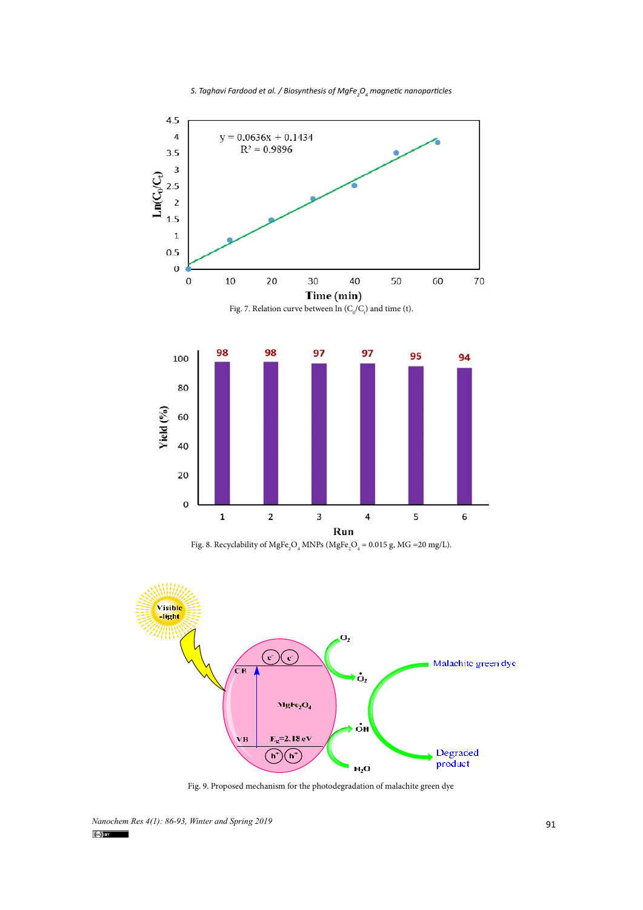Fig. 7. Relation curve between ln $(C_0/C_t)$ and time (t).

Fig. 8. Recyclability of $MgFe_2O_4$ MNPs ($MgFe_2O_4$ = 0.015 g, MG =20 mg/L).

Fig. 9. Proposed mechanism for the photodegradation of malachite green dye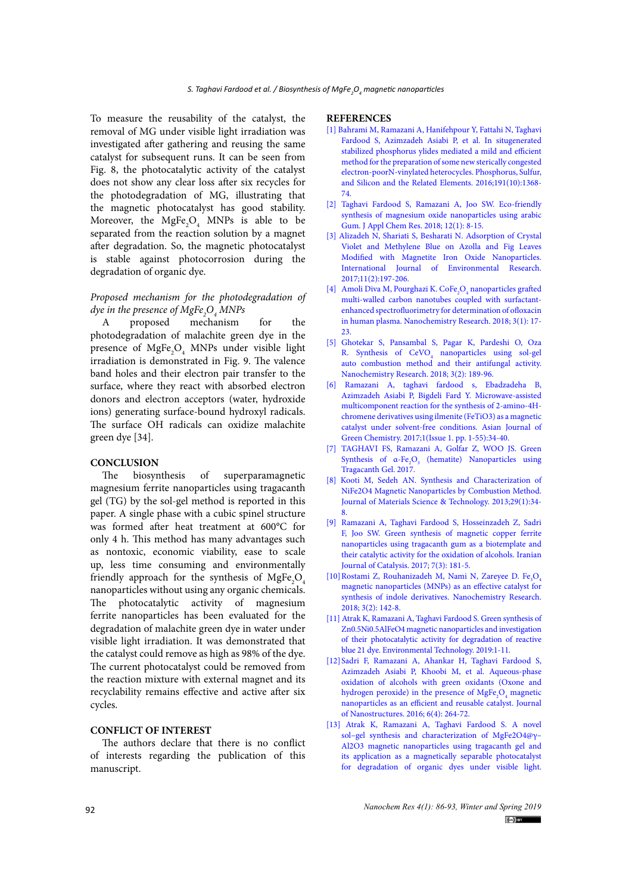To measure the reusability of the catalyst, the removal of MG under visible light irradiation was investigated after gathering and reusing the same catalyst for subsequent runs. It can be seen from Fig. 8, the photocatalytic activity of the catalyst does not show any clear loss after six recycles for the photodegradation of MG, illustrating that the magnetic photocatalyst has good stability. Moreover, the $MgFe_2O_4$ MNPs is able to be separated from the reaction solution by a magnet after degradation. So, the magnetic photocatalyst is stable against photocorrosion during the degradation of organic dye.

*Proposed mechanism for the photodegradation of dye in the presence of $MgFe_2O_4$ MNPs*

A proposed mechanism for the photodegradation of malachite green dye in the presence of $MgFe_2O_4$ MNPs under visible light irradiation is demonstrated in Fig. 9. The valence band holes and their electron pair transfer to the surface, where they react with absorbed electron donors and electron acceptors (water, hydroxide ions) generating surface-bound hydroxyl radicals. The surface OH radicals can oxidize malachite green dye [34].

## CONCLUSION

The biosynthesis of superparamagnetic magnesium ferrite nanoparticles using tragacanth gel (TG) by the sol-gel method is reported in this paper. A single phase with a cubic spinel structure was formed after heat treatment at 600°C for only 4 h. This method has many advantages such as nontoxic, economic viability, ease to scale up, less time consuming and environmentally friendly approach for the synthesis of $MgFe_2O_4$ nanoparticles without using any organic chemicals. The photocatalytic activity of magnesium ferrite nanoparticles has been evaluated for the degradation of malachite green dye in water under visible light irradiation. It was demonstrated that the catalyst could remove as high as 98% of the dye. The current photocatalyst could be removed from the reaction mixture with external magnet and its recyclability remains effective and active after six cycles.

## CONFLICT OF INTEREST

The authors declare that there is no conflict of interests regarding the publication of this manuscript.

## REFERENCES

[1] Bahrami M, Ramazani A, Hanifehpour Y, Fattahi N, Taghavi Fardood S, Azimzadeh Asiabi P, et al. In situgenerated stabilized phosphorus ylides mediated a mild and efficient method for the preparation of some new sterically congested electron-poorN-vinylated heterocycles. Phosphorus, Sulfur, and Silicon and the Related Elements. 2016;191(10):1368-74.

[2] Taghavi Fardood S, Ramazani A, Joo SW. Eco-friendly synthesis of magnesium oxide nanoparticles using arabic Gum. J Appl Chem Res. 2018; 12(1): 8-15.

[3] Alizadeh N, Shariati S, Besharati N. Adsorption of Crystal Violet and Methylene Blue on Azolla and Fig Leaves Modified with Magnetite Iron Oxide Nanoparticles. International Journal of Environmental Research. 2017;11(2):197-206.

[4] Amoli Diva M, Pourghazi K. $CoFe_2O_4$ nanoparticles grafted multi-walled carbon nanotubes coupled with surfactant-enhanced spectrofluorimetry for determination of ofloxacin in human plasma. Nanochemistry Research. 2018; 3(1): 17-23.

[5] Ghotekar S, Pansambal S, Pagar K, Pardeshi O, Oza R. Synthesis of $CeVO_4$ nanoparticles using sol-gel auto combustion method and their antifungal activity. Nanochemistry Research. 2018; 3(2): 189-96.

[6] Ramazani A, taghavi fardood s, Ebadzadeha B, Azimzadeh Asiabi P, Bigdeli Fard Y. Microwave-assisted multicomponent reaction for the synthesis of 2-amino-4H-chromene derivatives using ilmenite (FeTiO3) as a magnetic catalyst under solvent-free conditions. Asian Journal of Green Chemistry. 2017;1(Issue 1. pp. 1-55):34-40.

[7] TAGHAVI FS, Ramazani A, Golfar Z, WOO JS. Green Synthesis of α-$Fe_2O_3$ (hematite) Nanoparticles using Tragacanth Gel. 2017.

[8] Kooti M, Sedeh AN. Synthesis and Characterization of NiFe2O4 Magnetic Nanoparticles by Combustion Method. Journal of Materials Science & Technology. 2013;29(1):34-8.

[9] Ramazani A, Taghavi Fardood S, Hosseinzadeh Z, Sadri F, Joo SW. Green synthesis of magnetic copper ferrite nanoparticles using tragacanth gum as a biotemplate and their catalytic activity for the oxidation of alcohols. Iranian Journal of Catalysis. 2017; 7(3): 181-5.

[10] Rostami Z, Rouhanizadeh M, Nami N, Zareyee D. $Fe_3O_4$ magnetic nanoparticles (MNPs) as an effective catalyst for synthesis of indole derivatives. Nanochemistry Research. 2018; 3(2): 142-8.

[11] Atrak K, Ramazani A, Taghavi Fardood S. Green synthesis of Zn0.5Ni0.5AlFeO4 magnetic nanoparticles and investigation of their photocatalytic activity for degradation of reactive blue 21 dye. Environmental Technology. 2019:1-11.

[12] Sadri F, Ramazani A, Ahankar H, Taghavi Fardood S, Azimzadeh Asiabi P, Khoobi M, et al. Aqueous-phase oxidation of alcohols with green oxidants (Oxone and hydrogen peroxide) in the presence of $MgFe_2O_4$ magnetic nanoparticles as an efficient and reusable catalyst. Journal of Nanostructures. 2016; 6(4): 264-72.

[13] Atrak K, Ramazani A, Taghavi Fardood S. A novel sol–gel synthesis and characterization of MgFe2O4@γ–Al2O3 magnetic nanoparticles using tragacanth gel and its application as a magnetically separable photocatalyst for degradation of organic dyes under visible light.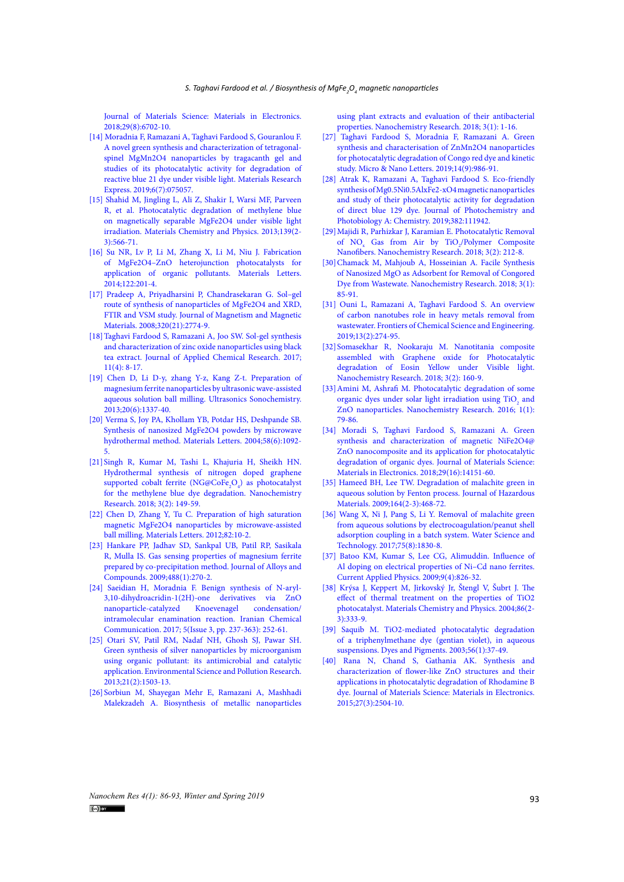Journal of Materials Science: Materials in Electronics. 2018;29(8):6702-10.

[14] Moradnia F, Ramazani A, Taghavi Fardood S, Gouranlou F. A novel green synthesis and characterization of tetragonal-spinel MgMn2O4 nanoparticles by tragacanth gel and studies of its photocatalytic activity for degradation of reactive blue 21 dye under visible light. Materials Research Express. 2019;6(7):075057.

[15] Shahid M, Jingling L, Ali Z, Shakir I, Warsi MF, Parveen R, et al. Photocatalytic degradation of methylene blue on magnetically separable MgFe2O4 under visible light irradiation. Materials Chemistry and Physics. 2013;139(2-3):566-71.

[16] Su NR, Lv P, Li M, Zhang X, Li M, Niu J. Fabrication of MgFe2O4–ZnO heterojunction photocatalysts for application of organic pollutants. Materials Letters. 2014;122:201-4.

[17] Pradeep A, Priyadharsini P, Chandrasekaran G. Sol–gel route of synthesis of nanoparticles of MgFe2O4 and XRD, FTIR and VSM study. Journal of Magnetism and Magnetic Materials. 2008;320(21):2774-9.

[18] Taghavi Fardood S, Ramazani A, Joo SW. Sol-gel synthesis and characterization of zinc oxide nanoparticles using black tea extract. Journal of Applied Chemical Research. 2017; 11(4): 8-17.

[19] Chen D, Li D-y, zhang Y-z, Kang Z-t. Preparation of magnesium ferrite nanoparticles by ultrasonic wave-assisted aqueous solution ball milling. Ultrasonics Sonochemistry. 2013;20(6):1337-40.

[20] Verma S, Joy PA, Khollam YB, Potdar HS, Deshpande SB. Synthesis of nanosized MgFe2O4 powders by microwave hydrothermal method. Materials Letters. 2004;58(6):1092-5.

[21] Singh R, Kumar M, Tashi L, Khajuria H, Sheikh HN. Hydrothermal synthesis of nitrogen doped graphene supported cobalt ferrite (NG@$CoFe_2O_4$) as photocatalyst for the methylene blue dye degradation. Nanochemistry Research. 2018; 3(2): 149-59.

[22] Chen D, Zhang Y, Tu C. Preparation of high saturation magnetic MgFe2O4 nanoparticles by microwave-assisted ball milling. Materials Letters. 2012;82:10-2.

[23] Hankare PP, Jadhav SD, Sankpal UB, Patil RP, Sasikala R, Mulla IS. Gas sensing properties of magnesium ferrite prepared by co-precipitation method. Journal of Alloys and Compounds. 2009;488(1):270-2.

[24] Saeidian H, Moradnia F. Benign synthesis of N-aryl-3,10-dihydroacridin-1(2H)-one derivatives via ZnO nanoparticle-catalyzed Knoevenagel condensation/intramolecular enamination reaction. Iranian Chemical Communication. 2017; 5(Issue 3, pp. 237-363): 252-61.

[25] Otari SV, Patil RM, Nadaf NH, Ghosh SJ, Pawar SH. Green synthesis of silver nanoparticles by microorganism using organic pollutant: its antimicrobial and catalytic application. Environmental Science and Pollution Research. 2013;21(2):1503-13.

[26] Sorbiun M, Shayegan Mehr E, Ramazani A, Mashhadi Malekzadeh A. Biosynthesis of metallic nanoparticles using plant extracts and evaluation of their antibacterial properties. Nanochemistry Research. 2018; 3(1): 1-16.

[27] Taghavi Fardood S, Moradnia F, Ramazani A. Green synthesis and characterisation of ZnMn2O4 nanoparticles for photocatalytic degradation of Congo red dye and kinetic study. Micro & Nano Letters. 2019;14(9):986-91.

[28] Atrak K, Ramazani A, Taghavi Fardood S. Eco-friendly synthesis of Mg0.5Ni0.5AlxFe2-xO4 magnetic nanoparticles and study of their photocatalytic activity for degradation of direct blue 129 dye. Journal of Photochemistry and Photobiology A: Chemistry. 2019;382:111942.

[29] Majidi R, Parhizkar J, Karamian E. Photocatalytic Removal of $NO_x$ Gas from Air by $TiO_2$/Polymer Composite Nanofibers. Nanochemistry Research. 2018; 3(2): 212-8.

[30] Chamack M, Mahjoub A, Hosseinian A. Facile Synthesis of Nanosized MgO as Adsorbent for Removal of Congored Dye from Wastewate. Nanochemistry Research. 2018; 3(1): 85-91.

[31] Ouni L, Ramazani A, Taghavi Fardood S. An overview of carbon nanotubes role in heavy metals removal from wastewater. Frontiers of Chemical Science and Engineering. 2019;13(2):274-95.

[32] Somasekhar R, Nookaraju M. Nanotitania composite assembled with Graphene oxide for Photocatalytic degradation of Eosin Yellow under Visible light. Nanochemistry Research. 2018; 3(2): 160-9.

[33] Amini M, Ashrafi M. Photocatalytic degradation of some organic dyes under solar light irradiation using $TiO_2$ and ZnO nanoparticles. Nanochemistry Research. 2016; 1(1): 79-86.

[34] Moradi S, Taghavi Fardood S, Ramazani A. Green synthesis and characterization of magnetic NiFe2O4@ZnO nanocomposite and its application for photocatalytic degradation of organic dyes. Journal of Materials Science: Materials in Electronics. 2018;29(16):14151-60.

[35] Hameed BH, Lee TW. Degradation of malachite green in aqueous solution by Fenton process. Journal of Hazardous Materials. 2009;164(2-3):468-72.

[36] Wang X, Ni J, Pang S, Li Y. Removal of malachite green from aqueous solutions by electrocoagulation/peanut shell adsorption coupling in a batch system. Water Science and Technology. 2017;75(8):1830-8.

[37] Batoo KM, Kumar S, Lee CG, Alimuddin. Influence of Al doping on electrical properties of Ni–Cd nano ferrites. Current Applied Physics. 2009;9(4):826-32.

[38] Krýsa J, Keppert M, Jirkovský Jr, Štengl V, Šubrt J. The effect of thermal treatment on the properties of TiO2 photocatalyst. Materials Chemistry and Physics. 2004;86(2-3):333-9.

[39] Saquib M. TiO2-mediated photocatalytic degradation of a triphenylmethane dye (gentian violet), in aqueous suspensions. Dyes and Pigments. 2003;56(1):37-49.

[40] Rana N, Chand S, Gathania AK. Synthesis and characterization of flower-like ZnO structures and their applications in photocatalytic degradation of Rhodamine B dye. Journal of Materials Science: Materials in Electronics. 2015;27(3):2504-10.